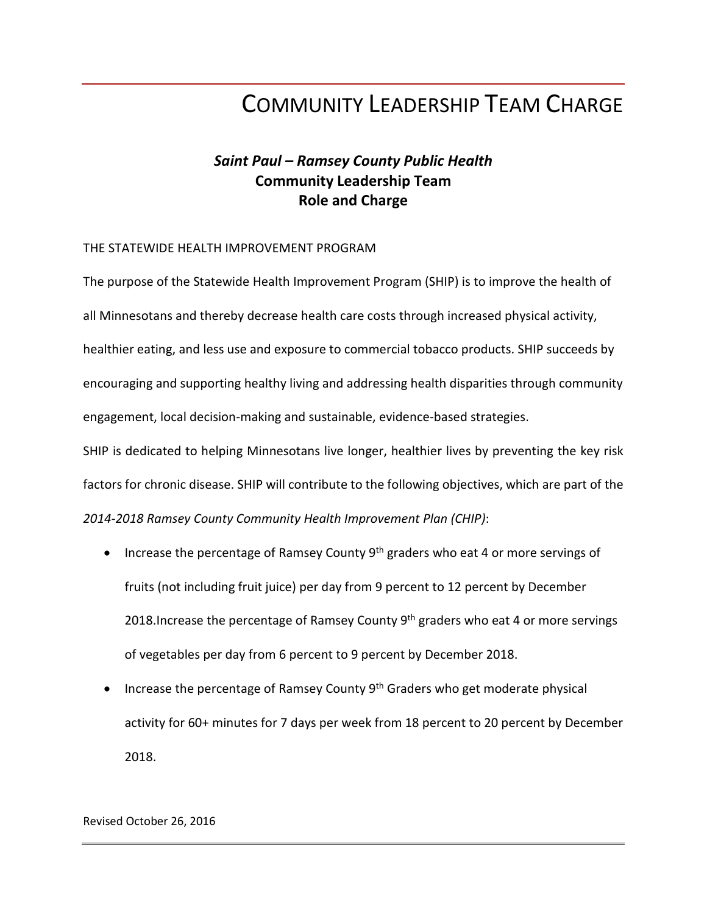# COMMUNITY LEADERSHIP TEAM CHARGE

## *Saint Paul – Ramsey County Public Health*
## **Community Leadership Team**
## **Role and Charge**

THE STATEWIDE HEALTH IMPROVEMENT PROGRAM

The purpose of the Statewide Health Improvement Program (SHIP) is to improve the health of all Minnesotans and thereby decrease health care costs through increased physical activity, healthier eating, and less use and exposure to commercial tobacco products. SHIP succeeds by encouraging and supporting healthy living and addressing health disparities through community engagement, local decision-making and sustainable, evidence-based strategies.

SHIP is dedicated to helping Minnesotans live longer, healthier lives by preventing the key risk factors for chronic disease. SHIP will contribute to the following objectives, which are part of the *2014-2018 Ramsey County Community Health Improvement Plan (CHIP)*:

- Increase the percentage of Ramsey County 9th graders who eat 4 or more servings of fruits (not including fruit juice) per day from 9 percent to 12 percent by December 2018.Increase the percentage of Ramsey County 9th graders who eat 4 or more servings of vegetables per day from 6 percent to 9 percent by December 2018.
- Increase the percentage of Ramsey County 9th Graders who get moderate physical activity for 60+ minutes for 7 days per week from 18 percent to 20 percent by December 2018.

Revised October 26, 2016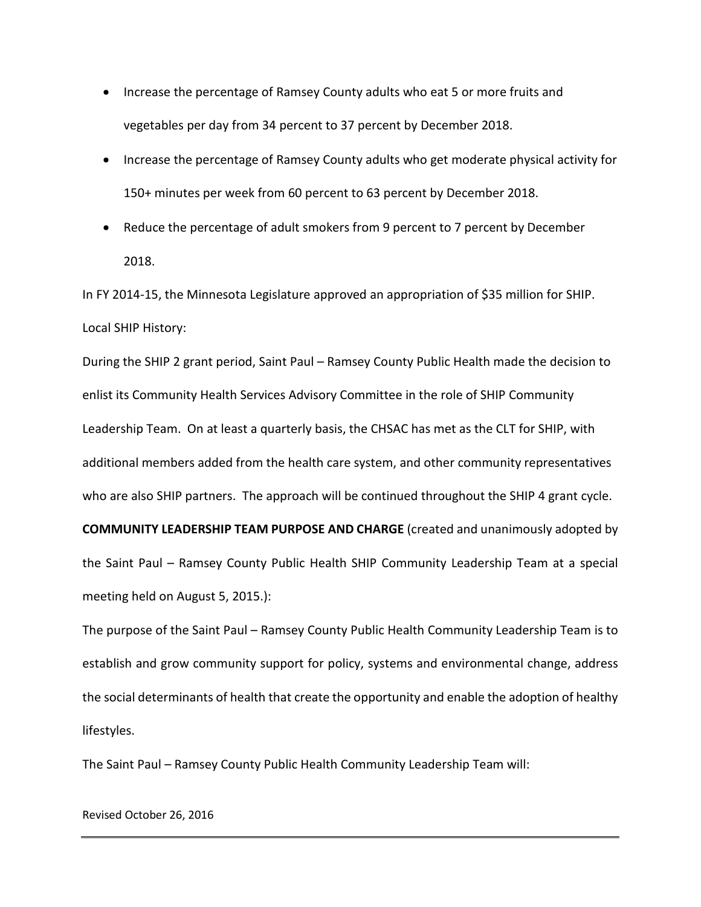- Increase the percentage of Ramsey County adults who eat 5 or more fruits and vegetables per day from 34 percent to 37 percent by December 2018.
- Increase the percentage of Ramsey County adults who get moderate physical activity for 150+ minutes per week from 60 percent to 63 percent by December 2018.
- Reduce the percentage of adult smokers from 9 percent to 7 percent by December 2018.

In FY 2014-15, the Minnesota Legislature approved an appropriation of $35 million for SHIP.

Local SHIP History:

During the SHIP 2 grant period, Saint Paul – Ramsey County Public Health made the decision to enlist its Community Health Services Advisory Committee in the role of SHIP Community Leadership Team. On at least a quarterly basis, the CHSAC has met as the CLT for SHIP, with additional members added from the health care system, and other community representatives who are also SHIP partners. The approach will be continued throughout the SHIP 4 grant cycle.

**COMMUNITY LEADERSHIP TEAM PURPOSE AND CHARGE** (created and unanimously adopted by the Saint Paul – Ramsey County Public Health SHIP Community Leadership Team at a special meeting held on August 5, 2015.):

The purpose of the Saint Paul – Ramsey County Public Health Community Leadership Team is to establish and grow community support for policy, systems and environmental change, address the social determinants of health that create the opportunity and enable the adoption of healthy lifestyles.

The Saint Paul – Ramsey County Public Health Community Leadership Team will:

Revised October 26, 2016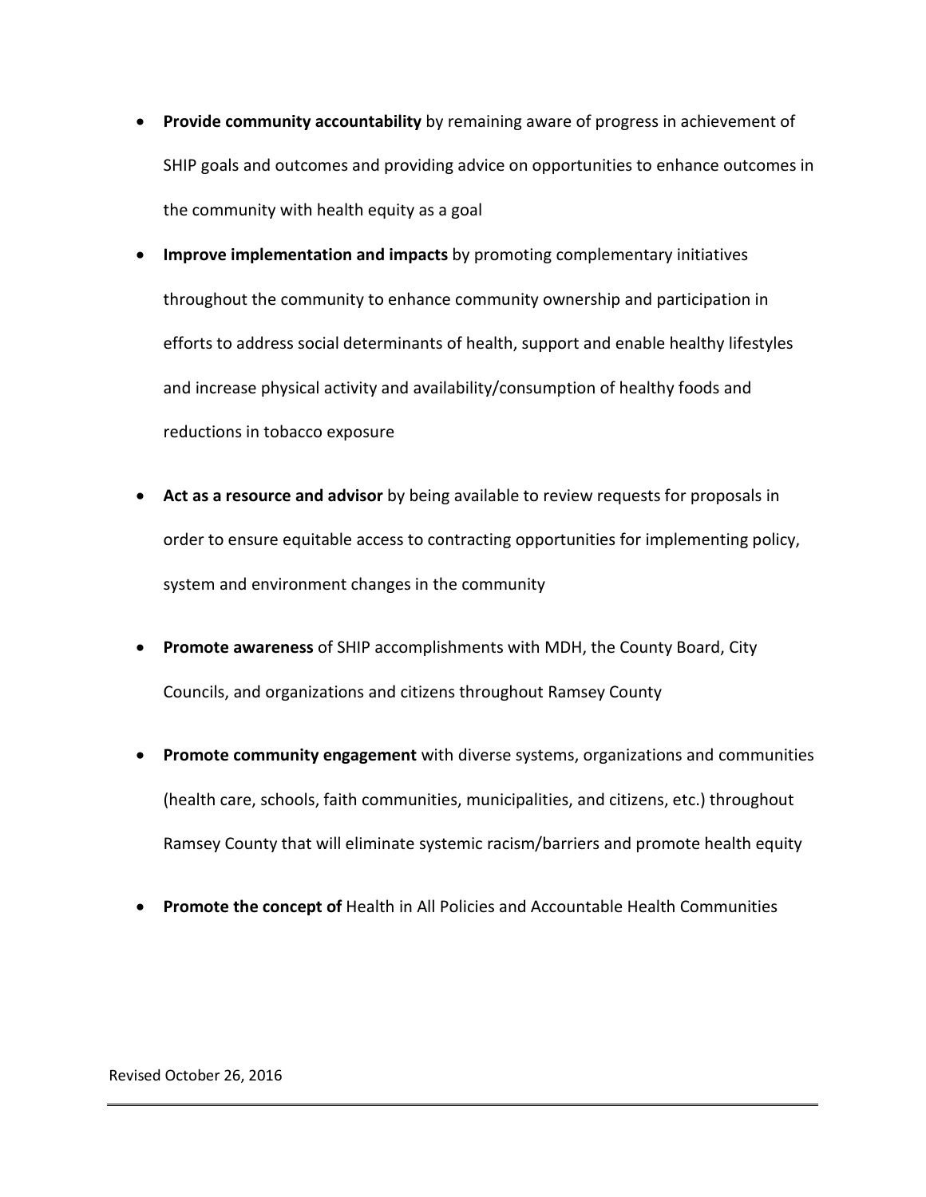- **Provide community accountability** by remaining aware of progress in achievement of SHIP goals and outcomes and providing advice on opportunities to enhance outcomes in the community with health equity as a goal
- **Improve implementation and impacts** by promoting complementary initiatives throughout the community to enhance community ownership and participation in efforts to address social determinants of health, support and enable healthy lifestyles and increase physical activity and availability/consumption of healthy foods and reductions in tobacco exposure
- **Act as a resource and advisor** by being available to review requests for proposals in order to ensure equitable access to contracting opportunities for implementing policy, system and environment changes in the community
- **Promote awareness** of SHIP accomplishments with MDH, the County Board, City Councils, and organizations and citizens throughout Ramsey County
- **Promote community engagement** with diverse systems, organizations and communities (health care, schools, faith communities, municipalities, and citizens, etc.) throughout Ramsey County that will eliminate systemic racism/barriers and promote health equity
- **Promote the concept of** Health in All Policies and Accountable Health Communities

Revised October 26, 2016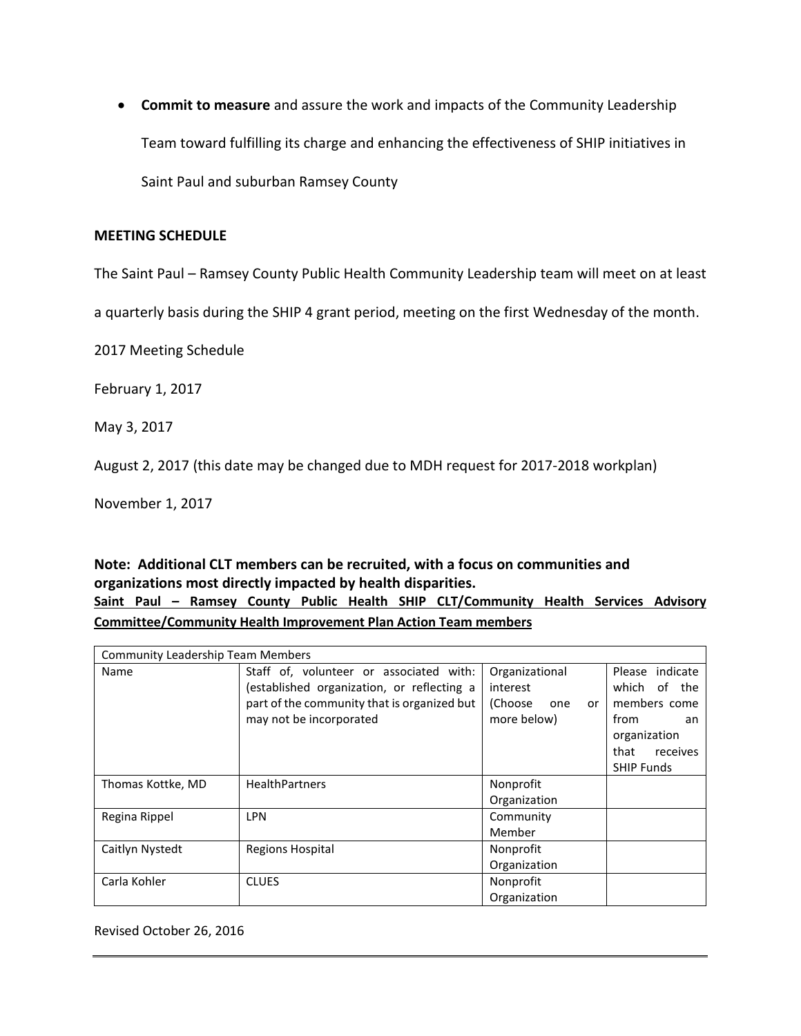- **Commit to measure** and assure the work and impacts of the Community Leadership Team toward fulfilling its charge and enhancing the effectiveness of SHIP initiatives in Saint Paul and suburban Ramsey County

**MEETING SCHEDULE**

The Saint Paul – Ramsey County Public Health Community Leadership team will meet on at least a quarterly basis during the SHIP 4 grant period, meeting on the first Wednesday of the month.

2017 Meeting Schedule

February 1, 2017

May 3, 2017

August 2, 2017 (this date may be changed due to MDH request for 2017-2018 workplan)

November 1, 2017

**Note: Additional CLT members can be recruited, with a focus on communities and organizations most directly impacted by health disparities.**

**Saint Paul – Ramsey County Public Health SHIP CLT/Community Health Services Advisory Committee/Community Health Improvement Plan Action Team members**

| Community Leadership Team Members | | | |
|---|---|---|---|
| Name | Staff of, volunteer or associated with: (established organization, or reflecting a part of the community that is organized but may not be incorporated | Organizational interest (Choose one or more below) | Please indicate which of the members come from an organization that receives SHIP Funds |
| Thomas Kottke, MD | HealthPartners | Nonprofit Organization | |
| Regina Rippel | LPN | Community Member | |
| Caitlyn Nystedt | Regions Hospital | Nonprofit Organization | |
| Carla Kohler | CLUES | Nonprofit Organization | |

Revised October 26, 2016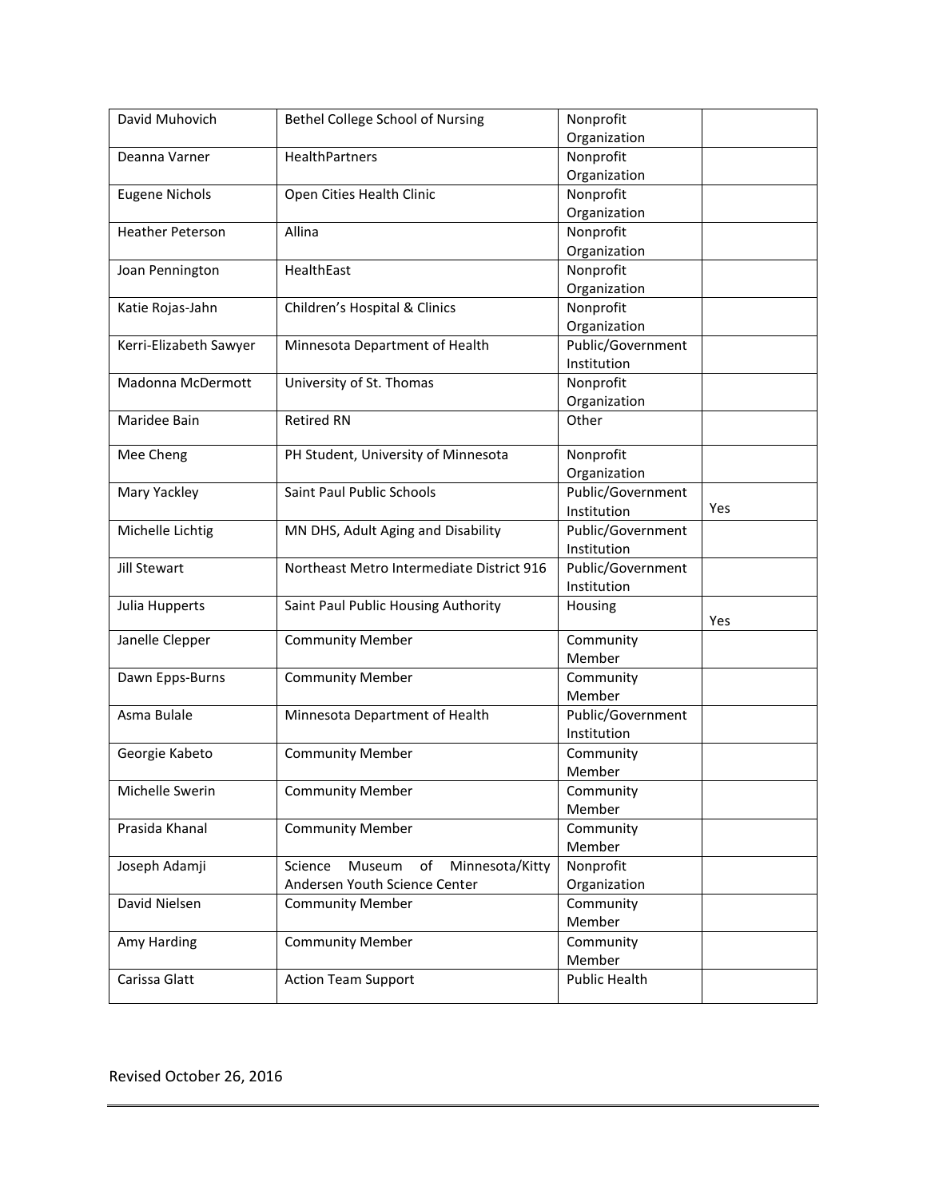| | | | |
|---|---|---|---|
| David Muhovich | Bethel College School of Nursing | Nonprofit Organization | |
| Deanna Varner | HealthPartners | Nonprofit Organization | |
| Eugene Nichols | Open Cities Health Clinic | Nonprofit Organization | |
| Heather Peterson | Allina | Nonprofit Organization | |
| Joan Pennington | HealthEast | Nonprofit Organization | |
| Katie Rojas-Jahn | Children's Hospital & Clinics | Nonprofit Organization | |
| Kerri-Elizabeth Sawyer | Minnesota Department of Health | Public/Government Institution | |
| Madonna McDermott | University of St. Thomas | Nonprofit Organization | |
| Maridee Bain | Retired RN | Other | |
| Mee Cheng | PH Student, University of Minnesota | Nonprofit Organization | |
| Mary Yackley | Saint Paul Public Schools | Public/Government Institution | Yes |
| Michelle Lichtig | MN DHS, Adult Aging and Disability | Public/Government Institution | |
| Jill Stewart | Northeast Metro Intermediate District 916 | Public/Government Institution | |
| Julia Hupperts | Saint Paul Public Housing Authority | Housing | Yes |
| Janelle Clepper | Community Member | Community Member | |
| Dawn Epps-Burns | Community Member | Community Member | |
| Asma Bulale | Minnesota Department of Health | Public/Government Institution | |
| Georgie Kabeto | Community Member | Community Member | |
| Michelle Swerin | Community Member | Community Member | |
| Prasida Khanal | Community Member | Community Member | |
| Joseph Adamji | Science Museum of Minnesota/Kitty Andersen Youth Science Center | Nonprofit Organization | |
| David Nielsen | Community Member | Community Member | |
| Amy Harding | Community Member | Community Member | |
| Carissa Glatt | Action Team Support | Public Health | |

Revised October 26, 2016